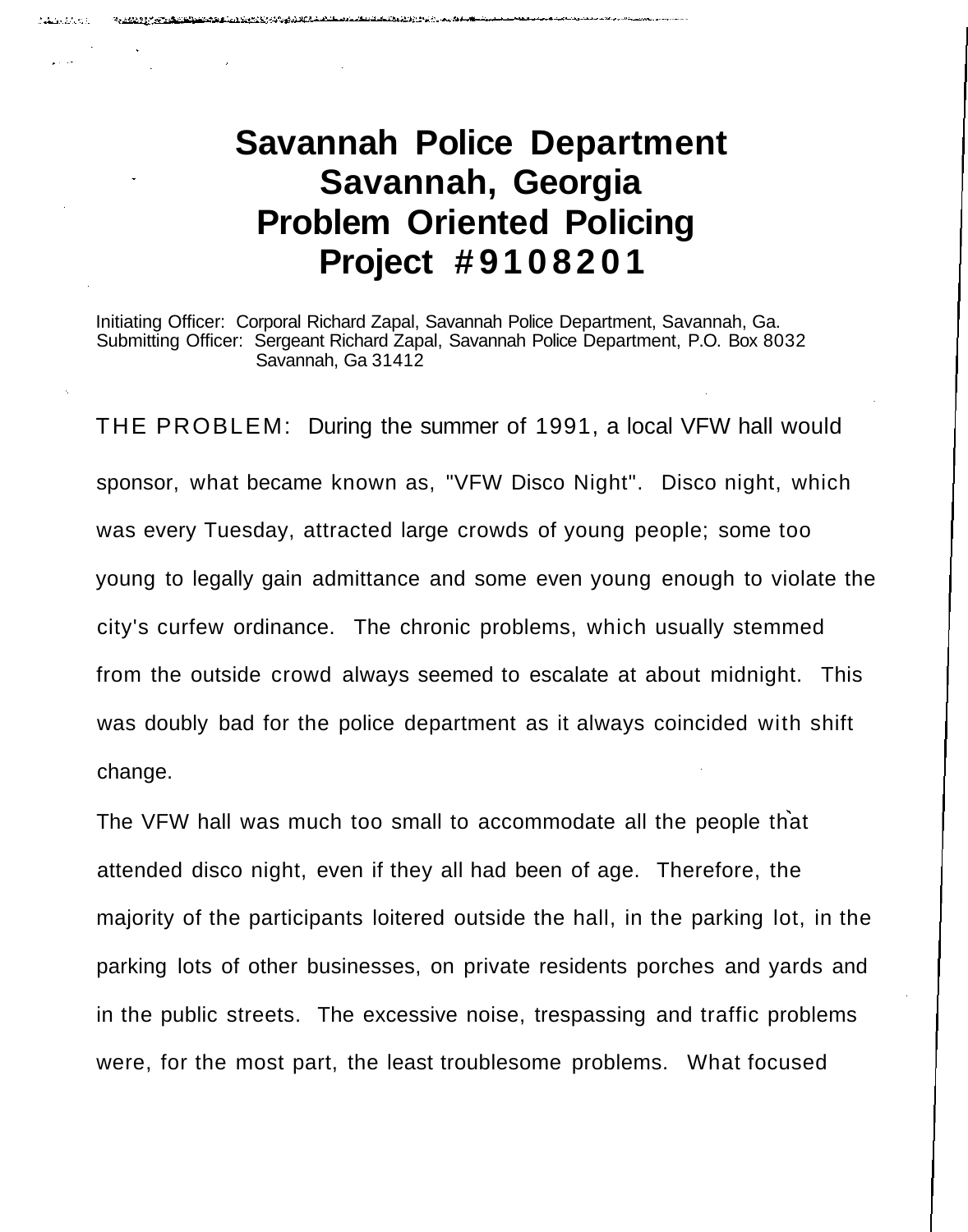# Savannah Police Department
# Savannah, Georgia
# Problem Oriented Policing
# Project #9108201

Initiating Officer: Corporal Richard Zapal, Savannah Police Department, Savannah, Ga.
Submitting Officer: Sergeant Richard Zapal, Savannah Police Department, P.O. Box 8032
Savannah, Ga 31412

THE PROBLEM: During the summer of 1991, a local VFW hall would sponsor, what became known as, "VFW Disco Night". Disco night, which was every Tuesday, attracted large crowds of young people; some too young to legally gain admittance and some even young enough to violate the city's curfew ordinance. The chronic problems, which usually stemmed from the outside crowd always seemed to escalate at about midnight. This was doubly bad for the police department as it always coincided with shift change.

The VFW hall was much too small to accommodate all the people that attended disco night, even if they all had been of age. Therefore, the majority of the participants loitered outside the hall, in the parking lot, in the parking lots of other businesses, on private residents porches and yards and in the public streets. The excessive noise, trespassing and traffic problems were, for the most part, the least troublesome problems. What focused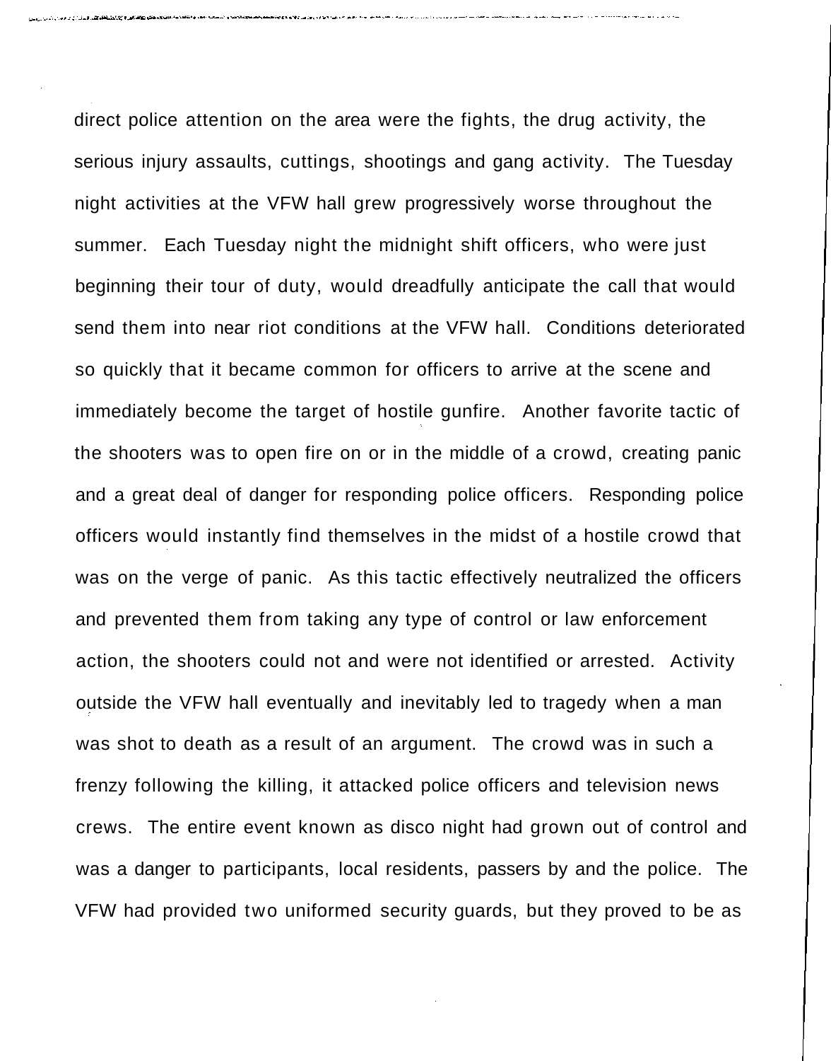direct police attention on the area were the fights, the drug activity, the serious injury assaults, cuttings, shootings and gang activity. The Tuesday night activities at the VFW hall grew progressively worse throughout the summer. Each Tuesday night the midnight shift officers, who were just beginning their tour of duty, would dreadfully anticipate the call that would send them into near riot conditions at the VFW hall. Conditions deteriorated so quickly that it became common for officers to arrive at the scene and immediately become the target of hostile gunfire. Another favorite tactic of the shooters was to open fire on or in the middle of a crowd, creating panic and a great deal of danger for responding police officers. Responding police officers would instantly find themselves in the midst of a hostile crowd that was on the verge of panic. As this tactic effectively neutralized the officers and prevented them from taking any type of control or law enforcement action, the shooters could not and were not identified or arrested. Activity outside the VFW hall eventually and inevitably led to tragedy when a man was shot to death as a result of an argument. The crowd was in such a frenzy following the killing, it attacked police officers and television news crews. The entire event known as disco night had grown out of control and was a danger to participants, local residents, passers by and the police. The VFW had provided two uniformed security guards, but they proved to be as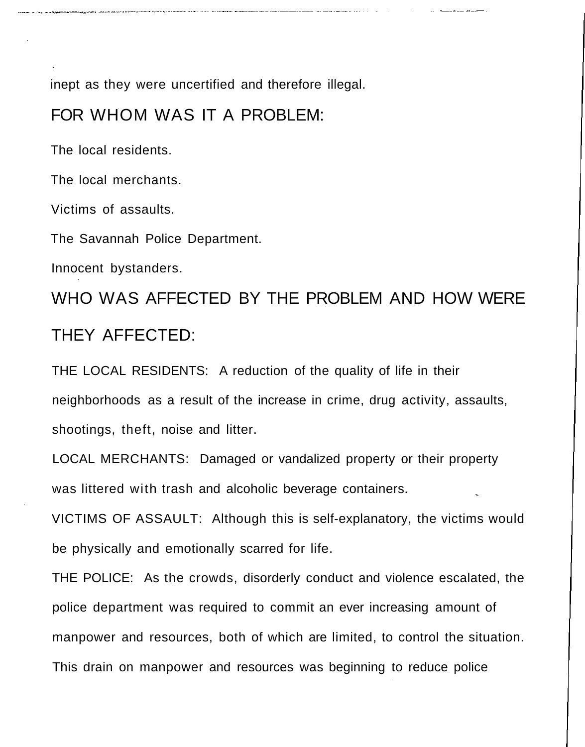inept as they were uncertified and therefore illegal.

## FOR WHOM WAS IT A PROBLEM:

The local residents.

The local merchants.

Victims of assaults.

The Savannah Police Department.

Innocent bystanders.

## WHO WAS AFFECTED BY THE PROBLEM AND HOW WERE THEY AFFECTED:

THE LOCAL RESIDENTS: A reduction of the quality of life in their neighborhoods as a result of the increase in crime, drug activity, assaults, shootings, theft, noise and litter.

LOCAL MERCHANTS: Damaged or vandalized property or their property was littered with trash and alcoholic beverage containers.

VICTIMS OF ASSAULT: Although this is self-explanatory, the victims would be physically and emotionally scarred for life.

THE POLICE: As the crowds, disorderly conduct and violence escalated, the police department was required to commit an ever increasing amount of manpower and resources, both of which are limited, to control the situation. This drain on manpower and resources was beginning to reduce police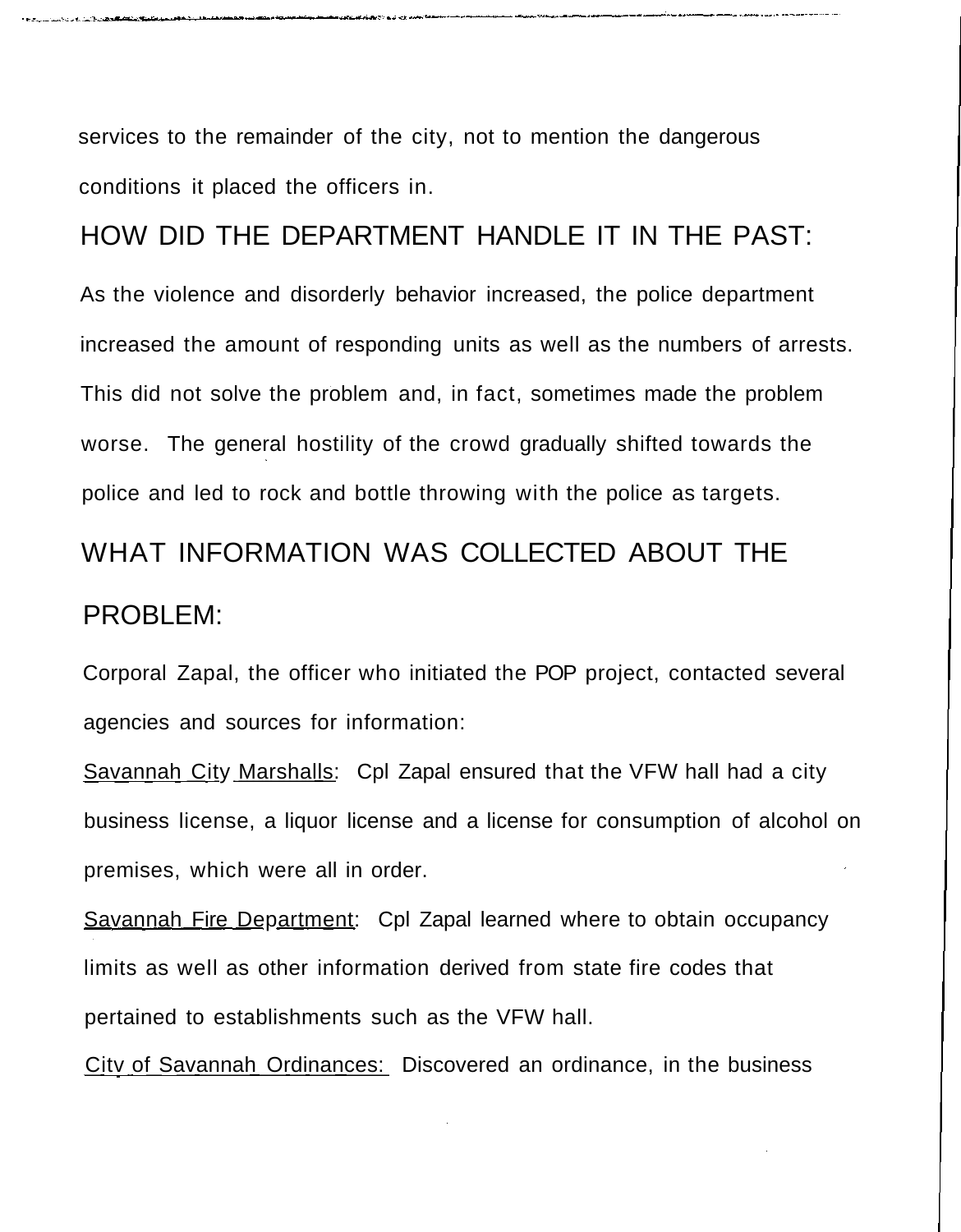services to the remainder of the city, not to mention the dangerous conditions it placed the officers in.

## HOW DID THE DEPARTMENT HANDLE IT IN THE PAST:

As the violence and disorderly behavior increased, the police department increased the amount of responding units as well as the numbers of arrests. This did not solve the problem and, in fact, sometimes made the problem worse. The general hostility of the crowd gradually shifted towards the police and led to rock and bottle throwing with the police as targets.

## WHAT INFORMATION WAS COLLECTED ABOUT THE PROBLEM:

Corporal Zapal, the officer who initiated the POP project, contacted several agencies and sources for information:

<u>Savannah City Marshalls</u>: Cpl Zapal ensured that the VFW hall had a city business license, a liquor license and a license for consumption of alcohol on premises, which were all in order.

<u>Savannah Fire Department</u>: Cpl Zapal learned where to obtain occupancy limits as well as other information derived from state fire codes that pertained to establishments such as the VFW hall.

<u>City of Savannah Ordinances:</u> Discovered an ordinance, in the business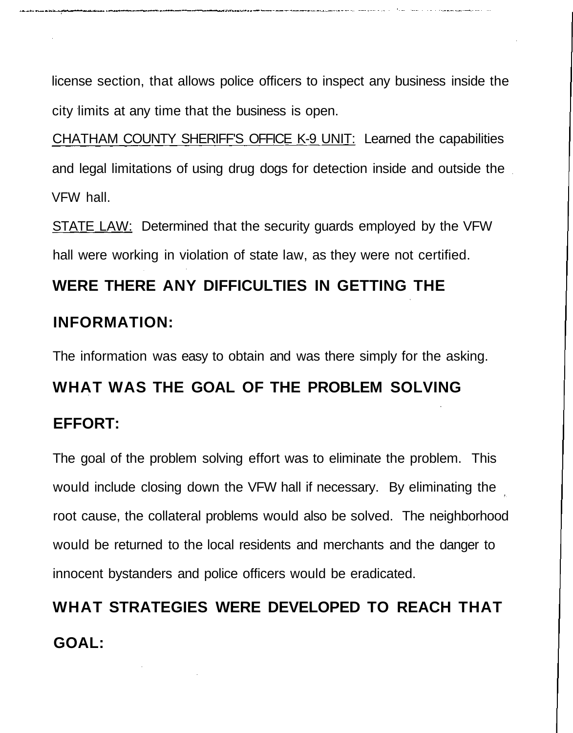license section, that allows police officers to inspect any business inside the city limits at any time that the business is open.

<u>CHATHAM COUNTY SHERIFF'S OFFICE K-9 UNIT:</u> Learned the capabilities and legal limitations of using drug dogs for detection inside and outside the VFW hall.

<u>STATE LAW:</u> Determined that the security guards employed by the VFW hall were working in violation of state law, as they were not certified.

**WERE THERE ANY DIFFICULTIES IN GETTING THE INFORMATION:**

The information was easy to obtain and was there simply for the asking.

**WHAT WAS THE GOAL OF THE PROBLEM SOLVING EFFORT:**

The goal of the problem solving effort was to eliminate the problem. This would include closing down the VFW hall if necessary. By eliminating the root cause, the collateral problems would also be solved. The neighborhood would be returned to the local residents and merchants and the danger to innocent bystanders and police officers would be eradicated.

**WHAT STRATEGIES WERE DEVELOPED TO REACH THAT GOAL:**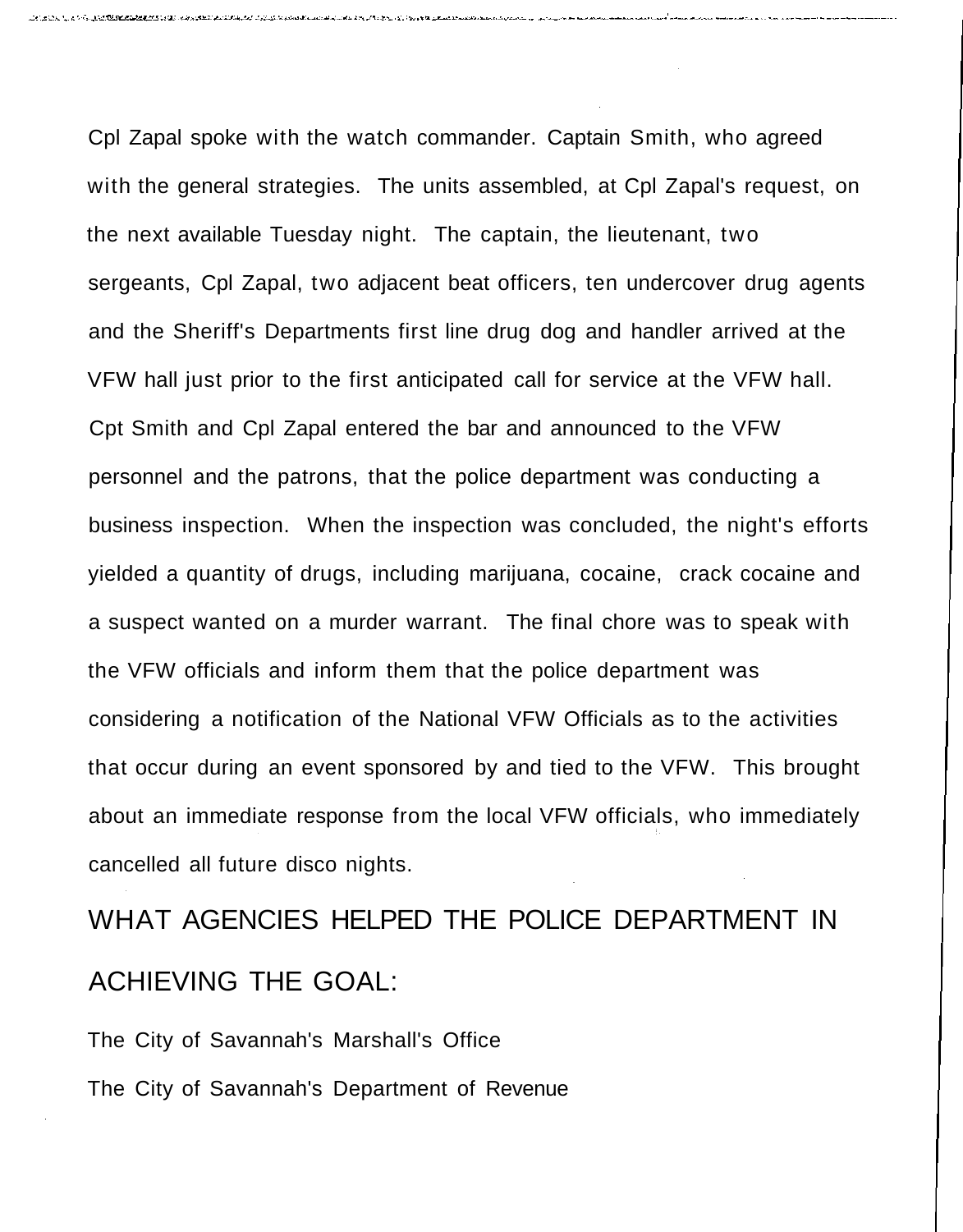Cpl Zapal spoke with the watch commander. Captain Smith, who agreed with the general strategies. The units assembled, at Cpl Zapal's request, on the next available Tuesday night. The captain, the lieutenant, two sergeants, Cpl Zapal, two adjacent beat officers, ten undercover drug agents and the Sheriff's Departments first line drug dog and handler arrived at the VFW hall just prior to the first anticipated call for service at the VFW hall. Cpt Smith and Cpl Zapal entered the bar and announced to the VFW personnel and the patrons, that the police department was conducting a business inspection. When the inspection was concluded, the night's efforts yielded a quantity of drugs, including marijuana, cocaine, crack cocaine and a suspect wanted on a murder warrant. The final chore was to speak with the VFW officials and inform them that the police department was considering a notification of the National VFW Officials as to the activities that occur during an event sponsored by and tied to the VFW. This brought about an immediate response from the local VFW officials, who immediately cancelled all future disco nights.

## WHAT AGENCIES HELPED THE POLICE DEPARTMENT IN ACHIEVING THE GOAL:

The City of Savannah's Marshall's Office

The City of Savannah's Department of Revenue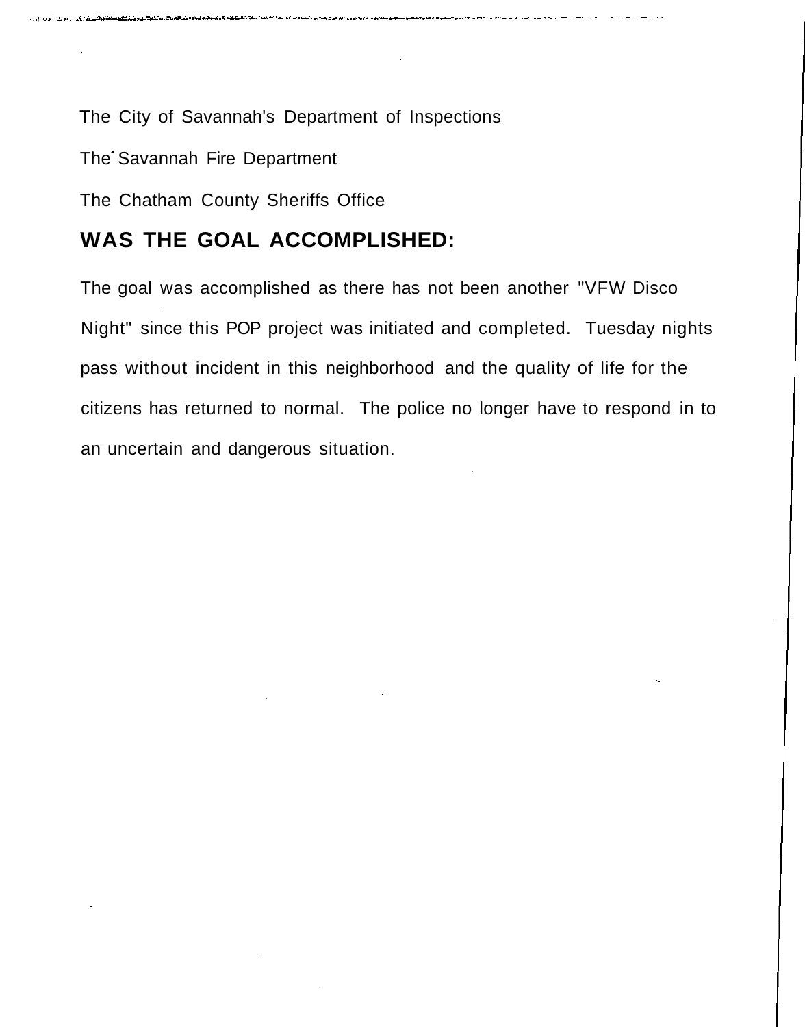The City of Savannah's Department of Inspections

The Savannah Fire Department

The Chatham County Sheriffs Office

## WAS THE GOAL ACCOMPLISHED:

The goal was accomplished as there has not been another "VFW Disco Night" since this POP project was initiated and completed. Tuesday nights pass without incident in this neighborhood and the quality of life for the citizens has returned to normal. The police no longer have to respond in to an uncertain and dangerous situation.